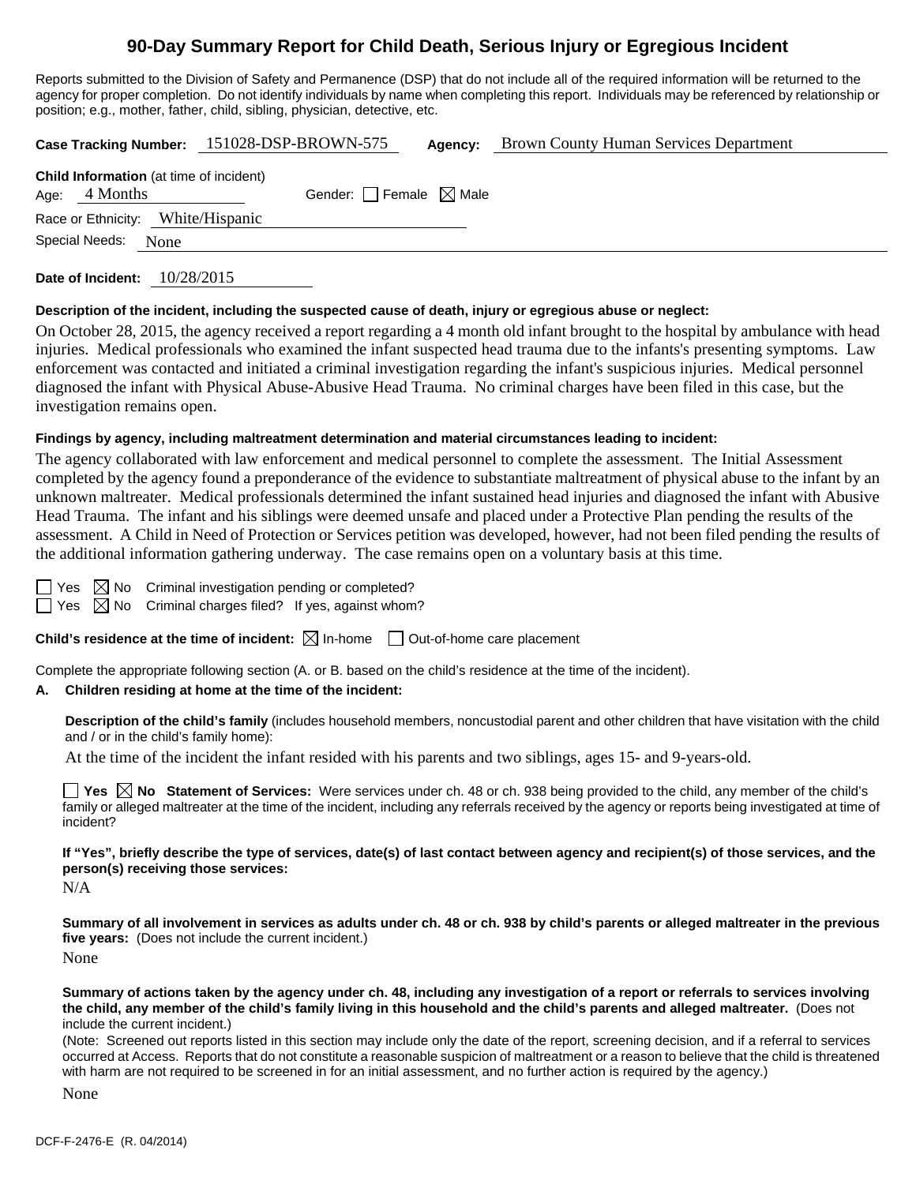# 90-Day Summary Report for Child Death, Serious Injury or Egregious Incident

Reports submitted to the Division of Safety and Permanence (DSP) that do not include all of the required information will be returned to the agency for proper completion. Do not identify individuals by name when completing this report. Individuals may be referenced by relationship or position; e.g., mother, father, child, sibling, physician, detective, etc.

**Case Tracking Number:** 151028-DSP-BROWN-575 **Agency:** Brown County Human Services Department

**Child Information** (at time of incident)

Age: 4 Months Gender: ☐ Female ☒ Male

Race or Ethnicity: White/Hispanic

Special Needs: None

**Date of Incident:** 10/28/2015

**Description of the incident, including the suspected cause of death, injury or egregious abuse or neglect:**

On October 28, 2015, the agency received a report regarding a 4 month old infant brought to the hospital by ambulance with head injuries. Medical professionals who examined the infant suspected head trauma due to the infants's presenting symptoms. Law enforcement was contacted and initiated a criminal investigation regarding the infant's suspicious injuries. Medical personnel diagnosed the infant with Physical Abuse-Abusive Head Trauma. No criminal charges have been filed in this case, but the investigation remains open.

**Findings by agency, including maltreatment determination and material circumstances leading to incident:**

The agency collaborated with law enforcement and medical personnel to complete the assessment. The Initial Assessment completed by the agency found a preponderance of the evidence to substantiate maltreatment of physical abuse to the infant by an unknown maltreater. Medical professionals determined the infant sustained head injuries and diagnosed the infant with Abusive Head Trauma. The infant and his siblings were deemed unsafe and placed under a Protective Plan pending the results of the assessment. A Child in Need of Protection or Services petition was developed, however, had not been filed pending the results of the additional information gathering underway. The case remains open on a voluntary basis at this time.

☐ Yes ☒ No Criminal investigation pending or completed?

☐ Yes ☒ No Criminal charges filed? If yes, against whom?

**Child's residence at the time of incident:** ☒ In-home ☐ Out-of-home care placement

Complete the appropriate following section (A. or B. based on the child's residence at the time of the incident).

**A. Children residing at home at the time of the incident:**

**Description of the child's family** (includes household members, noncustodial parent and other children that have visitation with the child and / or in the child's family home):

At the time of the incident the infant resided with his parents and two siblings, ages 15- and 9-years-old.

☐ **Yes** ☒ **No Statement of Services:** Were services under ch. 48 or ch. 938 being provided to the child, any member of the child's family or alleged maltreater at the time of the incident, including any referrals received by the agency or reports being investigated at time of incident?

**If "Yes", briefly describe the type of services, date(s) of last contact between agency and recipient(s) of those services, and the person(s) receiving those services:**

N/A

**Summary of all involvement in services as adults under ch. 48 or ch. 938 by child's parents or alleged maltreater in the previous five years:** (Does not include the current incident.)

None

**Summary of actions taken by the agency under ch. 48, including any investigation of a report or referrals to services involving the child, any member of the child's family living in this household and the child's parents and alleged maltreater.** (Does not include the current incident.)

(Note: Screened out reports listed in this section may include only the date of the report, screening decision, and if a referral to services occurred at Access. Reports that do not constitute a reasonable suspicion of maltreatment or a reason to believe that the child is threatened with harm are not required to be screened in for an initial assessment, and no further action is required by the agency.)

None

DCF-F-2476-E (R. 04/2014)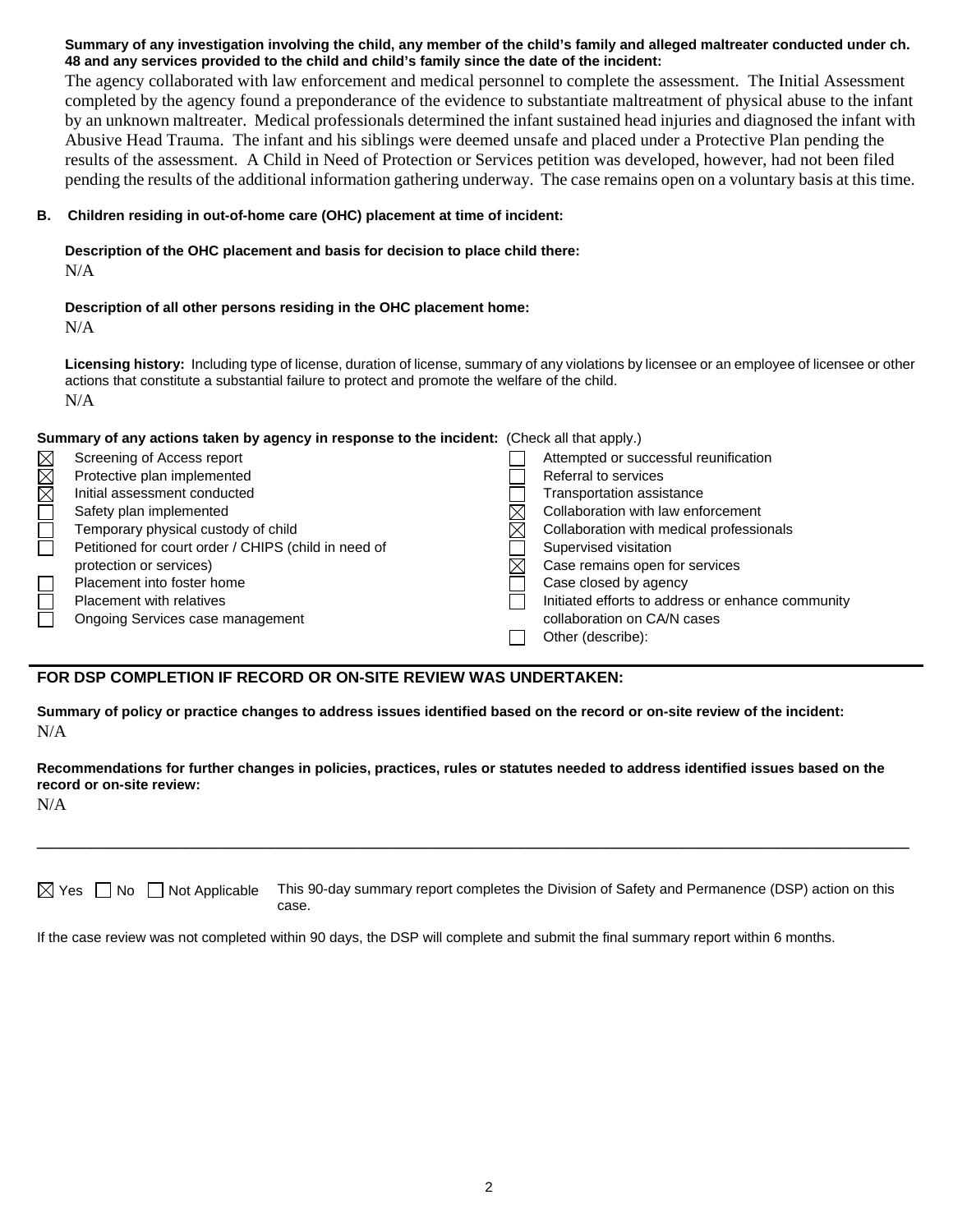**Summary of any investigation involving the child, any member of the child's family and alleged maltreater conducted under ch. 48 and any services provided to the child and child's family since the date of the incident:**

The agency collaborated with law enforcement and medical personnel to complete the assessment. The Initial Assessment completed by the agency found a preponderance of the evidence to substantiate maltreatment of physical abuse to the infant by an unknown maltreater. Medical professionals determined the infant sustained head injuries and diagnosed the infant with Abusive Head Trauma. The infant and his siblings were deemed unsafe and placed under a Protective Plan pending the results of the assessment. A Child in Need of Protection or Services petition was developed, however, had not been filed pending the results of the additional information gathering underway. The case remains open on a voluntary basis at this time.

**B. Children residing in out-of-home care (OHC) placement at time of incident:**

**Description of the OHC placement and basis for decision to place child there:**
N/A

**Description of all other persons residing in the OHC placement home:**
N/A

**Licensing history:** Including type of license, duration of license, summary of any violations by licensee or an employee of licensee or other actions that constitute a substantial failure to protect and promote the welfare of the child.
N/A

**Summary of any actions taken by agency in response to the incident:** (Check all that apply.)

- ☒ Screening of Access report
- ☒ Protective plan implemented
- ☒ Initial assessment conducted
- ☐ Safety plan implemented
- ☐ Temporary physical custody of child
- ☐ Petitioned for court order / CHIPS (child in need of protection or services)
- ☐ Placement into foster home
- ☐ Placement with relatives
- ☐ Ongoing Services case management
- ☐ Attempted or successful reunification
- ☐ Referral to services
- ☐ Transportation assistance
- ☒ Collaboration with law enforcement
- ☒ Collaboration with medical professionals
- ☐ Supervised visitation
- ☒ Case remains open for services
- ☐ Case closed by agency
- ☐ Initiated efforts to address or enhance community collaboration on CA/N cases
- ☐ Other (describe):

## FOR DSP COMPLETION IF RECORD OR ON-SITE REVIEW WAS UNDERTAKEN:

**Summary of policy or practice changes to address issues identified based on the record or on-site review of the incident:**
N/A

**Recommendations for further changes in policies, practices, rules or statutes needed to address identified issues based on the record or on-site review:**
N/A

---

☒ Yes ☐ No ☐ Not Applicable This 90-day summary report completes the Division of Safety and Permanence (DSP) action on this case.

If the case review was not completed within 90 days, the DSP will complete and submit the final summary report within 6 months.